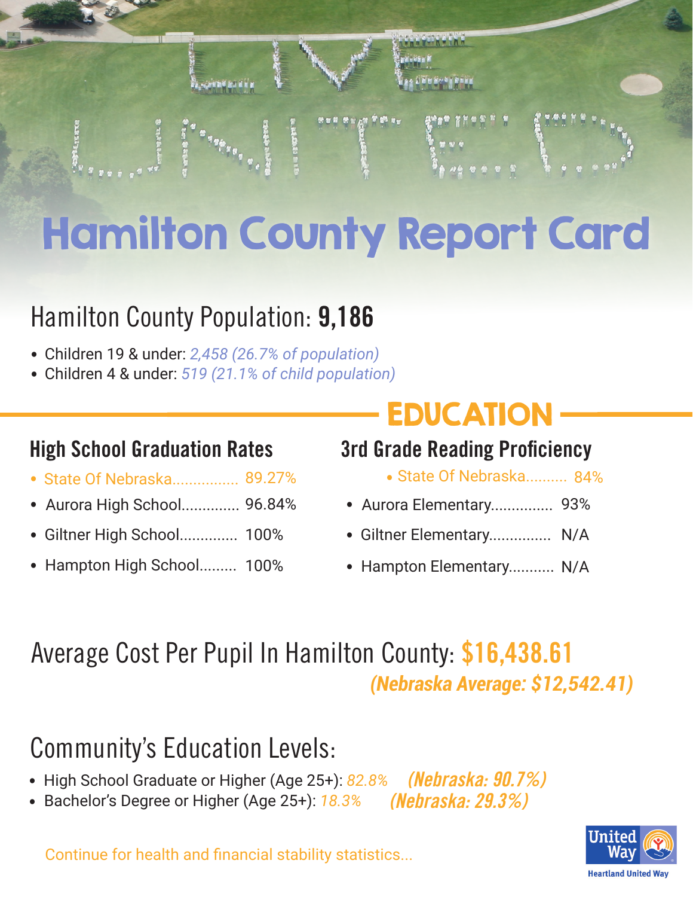LIVE UNITED

# Hamilton County Report Card

## Hamilton County Population: **9,186**

- Children 19 & under: *2,458 (26.7% of population)*
- Children 4 & under: *519 (21.1% of child population)*

## EDUCATION

### High School Graduation Rates

- State Of Nebraska................ 89.27%
- Aurora High School.............. 96.84%
- Giltner High School.............. 100%
- Hampton High School......... 100%

### 3rd Grade Reading Proficiency

- State Of Nebraska.......... 84%
- Aurora Elementary............... 93%
- Giltner Elementary............... N/A
- Hampton Elementary........... N/A

## Average Cost Per Pupil In Hamilton County: **$16,438.61**

***(Nebraska Average: $12,542.41)***

## Community's Education Levels:

- High School Graduate or Higher (Age 25+): *82.8%* ***(Nebraska: 90.7%)***
- Bachelor's Degree or Higher (Age 25+): *18.3%* ***(Nebraska: 29.3%)***

Continue for health and financial stability statistics...

United Way

Heartland United Way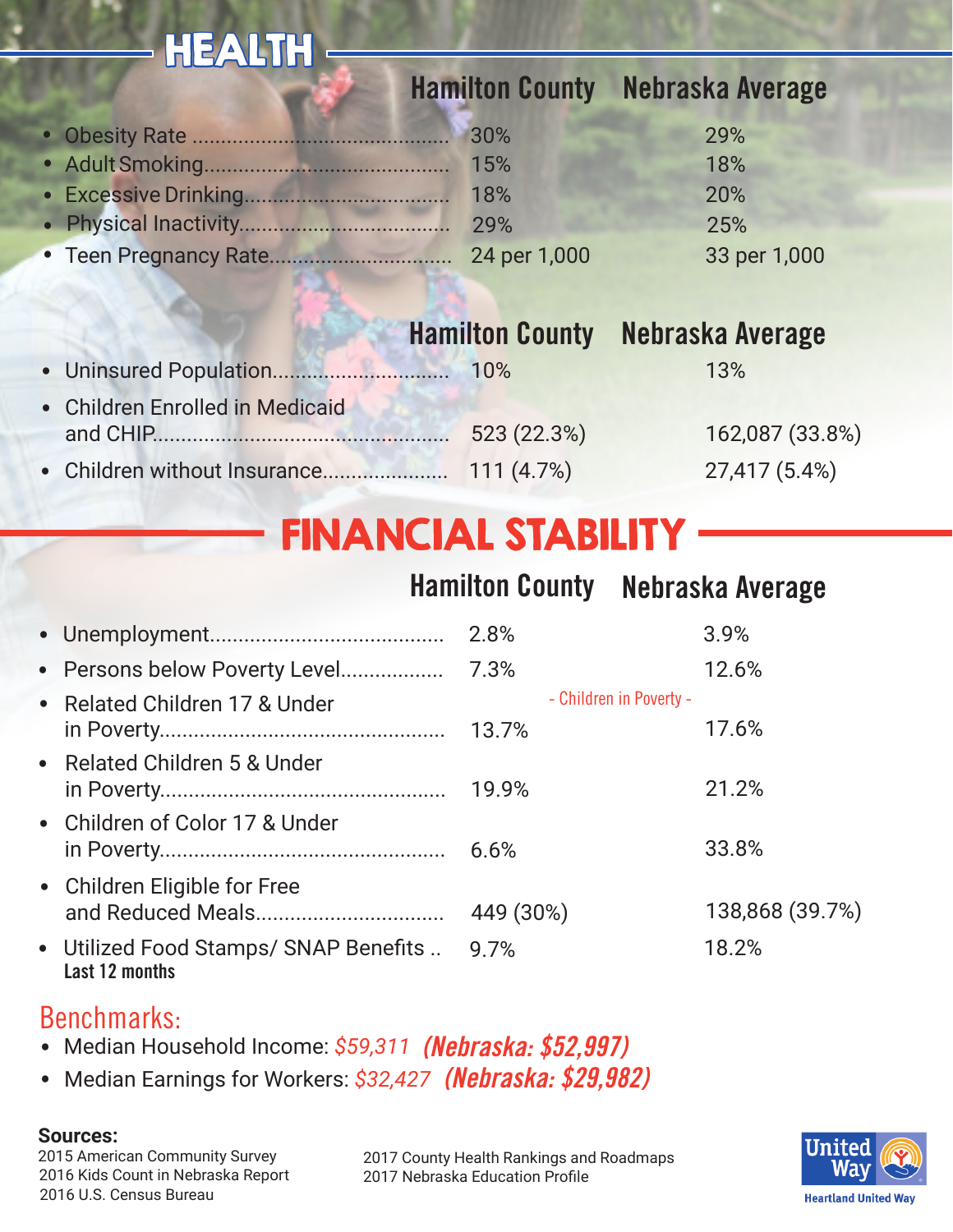## HEALTH

| | Hamilton County | Nebraska Average |
|---|---|---|
| Obesity Rate | 30% | 29% |
| Adult Smoking | 15% | 18% |
| Excessive Drinking | 18% | 20% |
| Physical Inactivity | 29% | 25% |
| Teen Pregnancy Rate | 24 per 1,000 | 33 per 1,000 |

| | Hamilton County | Nebraska Average |
|---|---|---|
| Uninsured Population | 10% | 13% |
| Children Enrolled in Medicaid and CHIP | 523 (22.3%) | 162,087 (33.8%) |
| Children without Insurance | 111 (4.7%) | 27,417 (5.4%) |

## FINANCIAL STABILITY

| | Hamilton County | Nebraska Average |
|---|---|---|
| Unemployment | 2.8% | 3.9% |
| Persons below Poverty Level | 7.3% | 12.6% |
| - Children in Poverty - | | |
| Related Children 17 & Under in Poverty | 13.7% | 17.6% |
| Related Children 5 & Under in Poverty | 19.9% | 21.2% |
| Children of Color 17 & Under in Poverty | 6.6% | 33.8% |
| Children Eligible for Free and Reduced Meals | 449 (30%) | 138,868 (39.7%) |
| Utilized Food Stamps/ SNAP Benefits Last 12 months | 9.7% | 18.2% |

### Benchmarks:

- Median Household Income: *$59,311* ***(Nebraska: $52,997)***
- Median Earnings for Workers: *$32,427* ***(Nebraska: $29,982)***

**Sources:**
2015 American Community Survey
2016 Kids Count in Nebraska Report
2016 U.S. Census Bureau
2017 County Health Rankings and Roadmaps
2017 Nebraska Education Profile

United Way
Heartland United Way